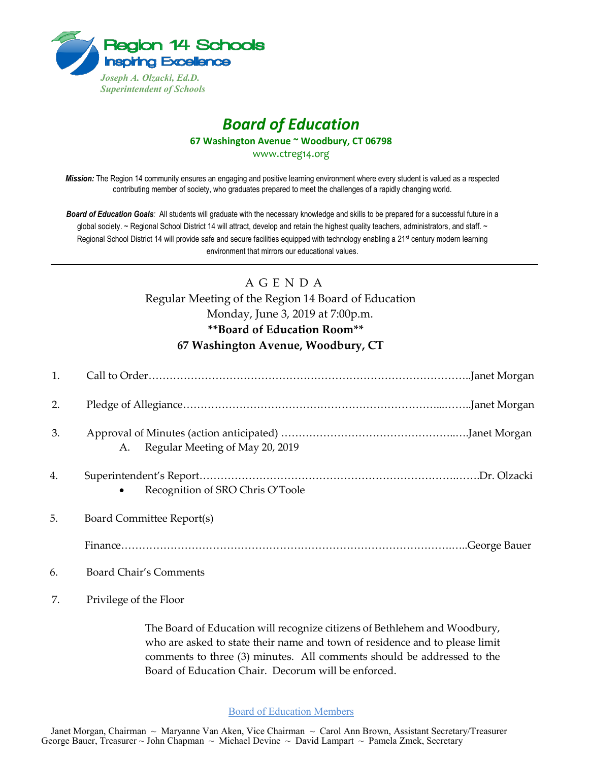Region 14 Schools
Inspiring Excellence

*Joseph A. Olzacki, Ed.D.*
*Superintendent of Schools*

# *Board of Education*

**67 Washington Avenue ~ Woodbury, CT 06798**

www.ctreg14.org

***Mission:*** The Region 14 community ensures an engaging and positive learning environment where every student is valued as a respected contributing member of society, who graduates prepared to meet the challenges of a rapidly changing world.

***Board of Education Goals****:* All students will graduate with the necessary knowledge and skills to be prepared for a successful future in a global society. ~ Regional School District 14 will attract, develop and retain the highest quality teachers, administrators, and staff. ~ Regional School District 14 will provide safe and secure facilities equipped with technology enabling a 21st century modern learning environment that mirrors our educational values.

---

## A G E N D A

Regular Meeting of the Region 14 Board of Education
Monday, June 3, 2019 at 7:00p.m.
**\*\*Board of Education Room\*\***
**67 Washington Avenue, Woodbury, CT**

1. Call to Order………………………………………………………………………………..Janet Morgan

2. Pledge of Allegiance……………………………………………………………....……..Janet Morgan

3. Approval of Minutes (action anticipated) ………………………………………..….Janet Morgan
   A. Regular Meeting of May 20, 2019

4. Superintendent's Report……………………………………………………………..…….Dr. Olzacki
   - Recognition of SRO Chris O'Toole

5. Board Committee Report(s)

   Finance……………………………………………………………………………….…..George Bauer

6. Board Chair's Comments

7. Privilege of the Floor

   The Board of Education will recognize citizens of Bethlehem and Woodbury, who are asked to state their name and town of residence and to please limit comments to three (3) minutes. All comments should be addressed to the Board of Education Chair. Decorum will be enforced.

Board of Education Members

Janet Morgan, Chairman ~ Maryanne Van Aken, Vice Chairman ~ Carol Ann Brown, Assistant Secretary/Treasurer
George Bauer, Treasurer ~ John Chapman ~ Michael Devine ~ David Lampart ~ Pamela Zmek, Secretary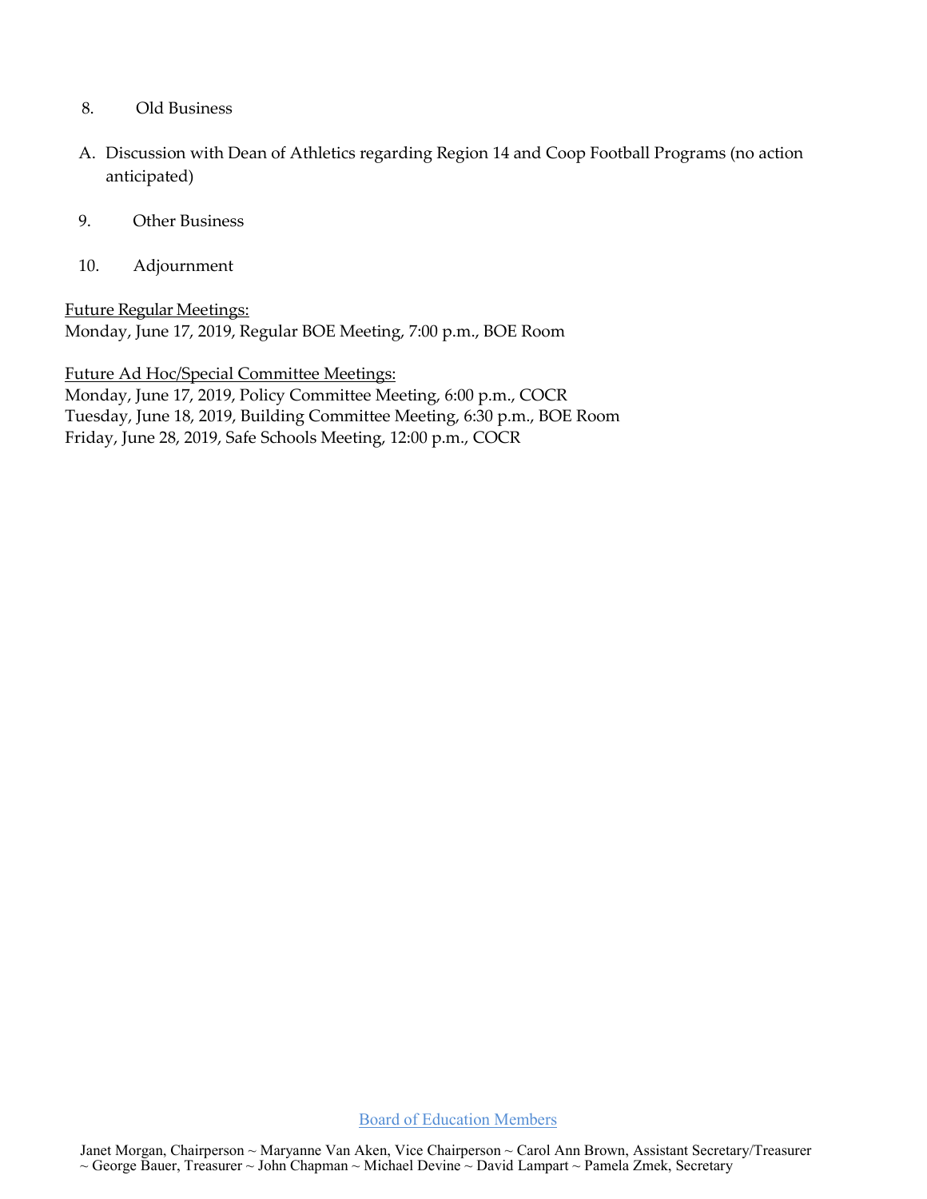8. Old Business

A. Discussion with Dean of Athletics regarding Region 14 and Coop Football Programs (no action anticipated)

9. Other Business

10. Adjournment

Future Regular Meetings:
Monday, June 17, 2019, Regular BOE Meeting, 7:00 p.m., BOE Room

Future Ad Hoc/Special Committee Meetings:
Monday, June 17, 2019, Policy Committee Meeting, 6:00 p.m., COCR
Tuesday, June 18, 2019, Building Committee Meeting, 6:30 p.m., BOE Room
Friday, June 28, 2019, Safe Schools Meeting, 12:00 p.m., COCR

Board of Education Members

Janet Morgan, Chairperson ~ Maryanne Van Aken, Vice Chairperson ~ Carol Ann Brown, Assistant Secretary/Treasurer ~ George Bauer, Treasurer ~ John Chapman ~ Michael Devine ~ David Lampart ~ Pamela Zmek, Secretary